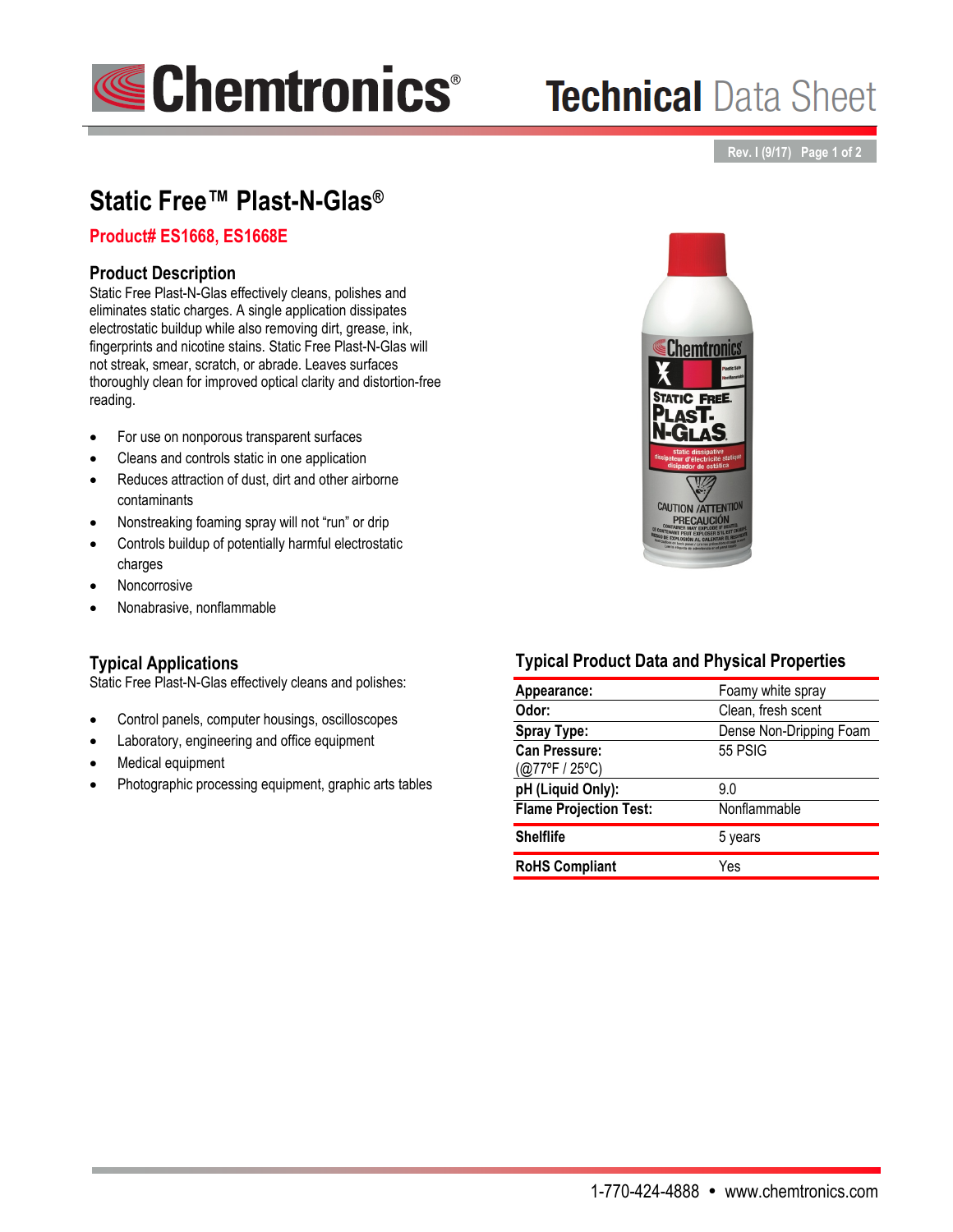# Static Free™ Plast-N-Glas®

**Product# ES1668, ES1668E**

## Product Description

Static Free Plast-N-Glas effectively cleans, polishes and eliminates static charges. A single application dissipates electrostatic buildup while also removing dirt, grease, ink, fingerprints and nicotine stains. Static Free Plast-N-Glas will not streak, smear, scratch, or abrade. Leaves surfaces thoroughly clean for improved optical clarity and distortion-free reading.

- For use on nonporous transparent surfaces
- Cleans and controls static in one application
- Reduces attraction of dust, dirt and other airborne contaminants
- Nonstreaking foaming spray will not "run" or drip
- Controls buildup of potentially harmful electrostatic charges
- Noncorrosive
- Nonabrasive, nonflammable

## Typical Applications

Static Free Plast-N-Glas effectively cleans and polishes:

- Control panels, computer housings, oscilloscopes
- Laboratory, engineering and office equipment
- Medical equipment
- Photographic processing equipment, graphic arts tables

## Typical Product Data and Physical Properties

| Property | Value |
|---|---|
| **Appearance:** | Foamy white spray |
| **Odor:** | Clean, fresh scent |
| **Spray Type:** | Dense Non-Dripping Foam |
| **Can Pressure:** (@77ºF / 25ºC) | 55 PSIG |
| **pH (Liquid Only):** | 9.0 |
| **Flame Projection Test:** | Nonflammable |
| **Shelflife** | 5 years |
| **RoHS Compliant** | Yes |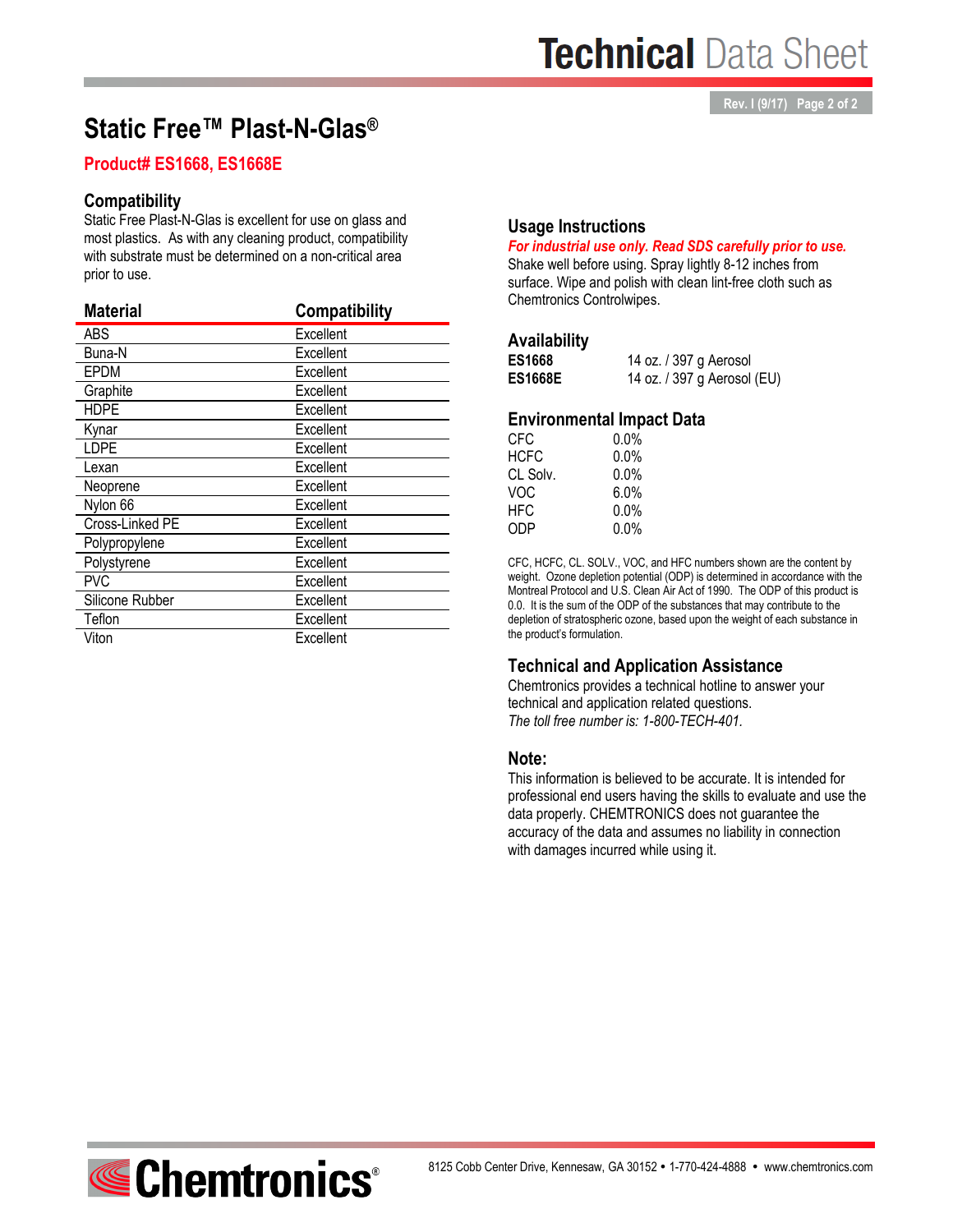# Static Free™ Plast-N-Glas®

**Product# ES1668, ES1668E**

## Compatibility

Static Free Plast-N-Glas is excellent for use on glass and most plastics. As with any cleaning product, compatibility with substrate must be determined on a non-critical area prior to use.

| Material | Compatibility |
|---|---|
| ABS | Excellent |
| Buna-N | Excellent |
| EPDM | Excellent |
| Graphite | Excellent |
| HDPE | Excellent |
| Kynar | Excellent |
| LDPE | Excellent |
| Lexan | Excellent |
| Neoprene | Excellent |
| Nylon 66 | Excellent |
| Cross-Linked PE | Excellent |
| Polypropylene | Excellent |
| Polystyrene | Excellent |
| PVC | Excellent |
| Silicone Rubber | Excellent |
| Teflon | Excellent |
| Viton | Excellent |

## Usage Instructions

***For industrial use only. Read SDS carefully prior to use.***

Shake well before using. Spray lightly 8-12 inches from surface. Wipe and polish with clean lint-free cloth such as Chemtronics Controlwipes.

## Availability

| | |
|---|---|
| **ES1668** | 14 oz. / 397 g Aerosol |
| **ES1668E** | 14 oz. / 397 g Aerosol (EU) |

## Environmental Impact Data

| | |
|---|---|
| CFC | 0.0% |
| HCFC | 0.0% |
| CL Solv. | 0.0% |
| VOC | 6.0% |
| HFC | 0.0% |
| ODP | 0.0% |

CFC, HCFC, CL. SOLV., VOC, and HFC numbers shown are the content by weight. Ozone depletion potential (ODP) is determined in accordance with the Montreal Protocol and U.S. Clean Air Act of 1990. The ODP of this product is 0.0. It is the sum of the ODP of the substances that may contribute to the depletion of stratospheric ozone, based upon the weight of each substance in the product's formulation.

## Technical and Application Assistance

Chemtronics provides a technical hotline to answer your technical and application related questions.
*The toll free number is: 1-800-TECH-401.*

## Note:

This information is believed to be accurate. It is intended for professional end users having the skills to evaluate and use the data properly. CHEMTRONICS does not guarantee the accuracy of the data and assumes no liability in connection with damages incurred while using it.

Chemtronics®

8125 Cobb Center Drive, Kennesaw, GA 30152 • 1-770-424-4888 • www.chemtronics.com